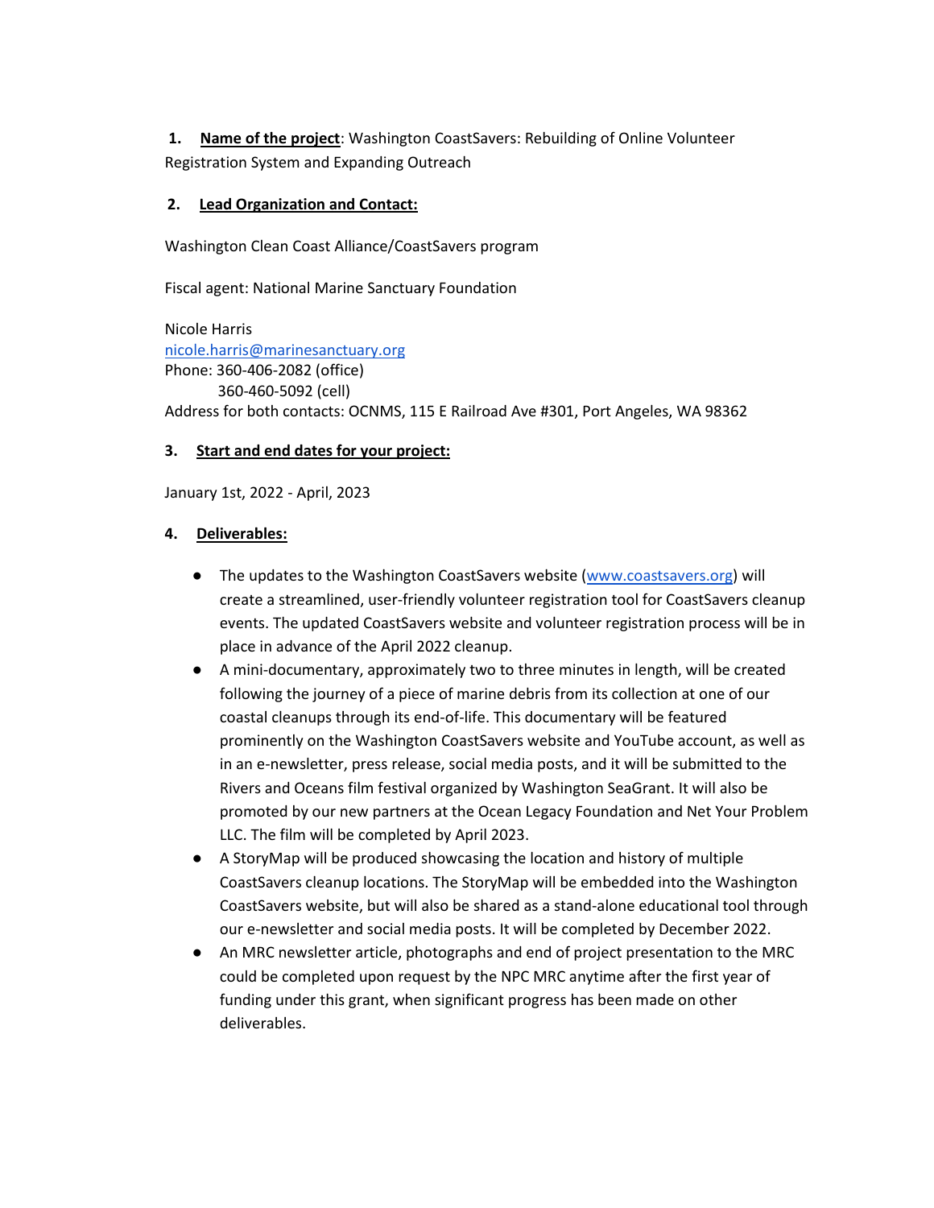1. **<u>Name of the project</u>**: Washington CoastSavers: Rebuilding of Online Volunteer Registration System and Expanding Outreach

2. **<u>Lead Organization and Contact:</u>**

Washington Clean Coast Alliance/CoastSavers program

Fiscal agent: National Marine Sanctuary Foundation

Nicole Harris
nicole.harris@marinesanctuary.org
Phone: 360-406-2082 (office)
360-460-5092 (cell)
Address for both contacts: OCNMS, 115 E Railroad Ave #301, Port Angeles, WA 98362

3. **<u>Start and end dates for your project:</u>**

January 1st, 2022 - April, 2023

4. **<u>Deliverables:</u>**

- The updates to the Washington CoastSavers website (www.coastsavers.org) will create a streamlined, user-friendly volunteer registration tool for CoastSavers cleanup events. The updated CoastSavers website and volunteer registration process will be in place in advance of the April 2022 cleanup.
- A mini-documentary, approximately two to three minutes in length, will be created following the journey of a piece of marine debris from its collection at one of our coastal cleanups through its end-of-life. This documentary will be featured prominently on the Washington CoastSavers website and YouTube account, as well as in an e-newsletter, press release, social media posts, and it will be submitted to the Rivers and Oceans film festival organized by Washington SeaGrant. It will also be promoted by our new partners at the Ocean Legacy Foundation and Net Your Problem LLC. The film will be completed by April 2023.
- A StoryMap will be produced showcasing the location and history of multiple CoastSavers cleanup locations. The StoryMap will be embedded into the Washington CoastSavers website, but will also be shared as a stand-alone educational tool through our e-newsletter and social media posts. It will be completed by December 2022.
- An MRC newsletter article, photographs and end of project presentation to the MRC could be completed upon request by the NPC MRC anytime after the first year of funding under this grant, when significant progress has been made on other deliverables.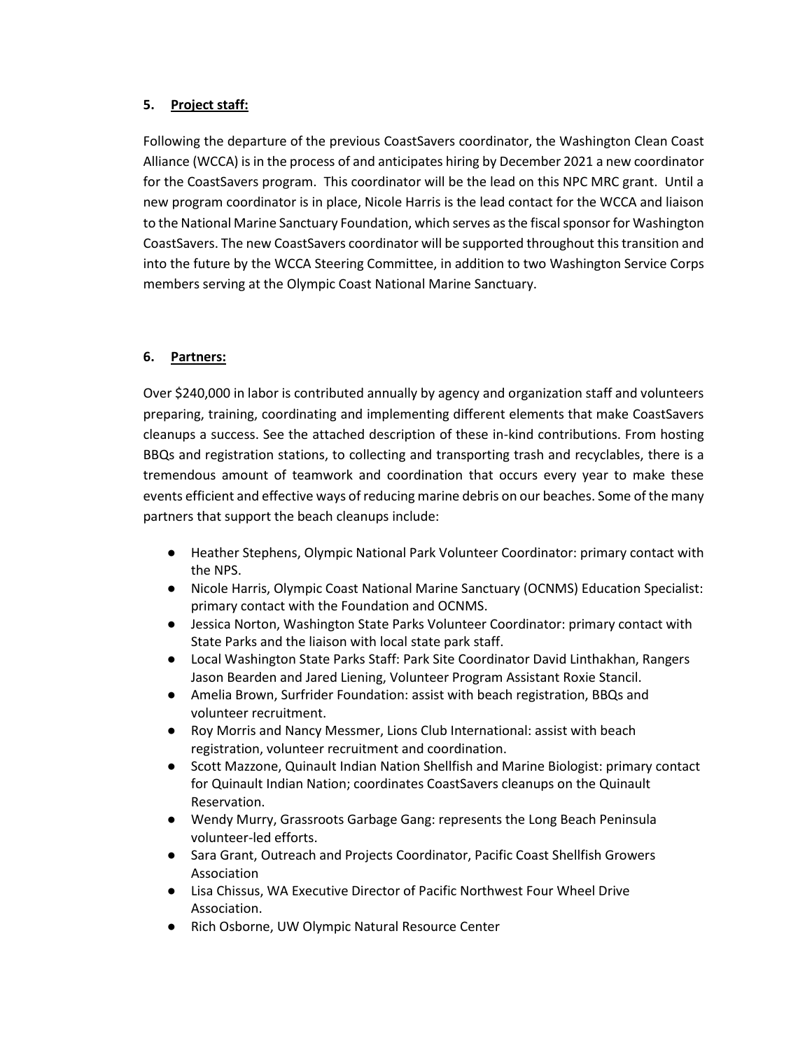## 5. Project staff:

Following the departure of the previous CoastSavers coordinator, the Washington Clean Coast Alliance (WCCA) is in the process of and anticipates hiring by December 2021 a new coordinator for the CoastSavers program. This coordinator will be the lead on this NPC MRC grant. Until a new program coordinator is in place, Nicole Harris is the lead contact for the WCCA and liaison to the National Marine Sanctuary Foundation, which serves as the fiscal sponsor for Washington CoastSavers. The new CoastSavers coordinator will be supported throughout this transition and into the future by the WCCA Steering Committee, in addition to two Washington Service Corps members serving at the Olympic Coast National Marine Sanctuary.

## 6. Partners:

Over $240,000 in labor is contributed annually by agency and organization staff and volunteers preparing, training, coordinating and implementing different elements that make CoastSavers cleanups a success. See the attached description of these in-kind contributions. From hosting BBQs and registration stations, to collecting and transporting trash and recyclables, there is a tremendous amount of teamwork and coordination that occurs every year to make these events efficient and effective ways of reducing marine debris on our beaches. Some of the many partners that support the beach cleanups include:

- Heather Stephens, Olympic National Park Volunteer Coordinator: primary contact with the NPS.
- Nicole Harris, Olympic Coast National Marine Sanctuary (OCNMS) Education Specialist: primary contact with the Foundation and OCNMS.
- Jessica Norton, Washington State Parks Volunteer Coordinator: primary contact with State Parks and the liaison with local state park staff.
- Local Washington State Parks Staff: Park Site Coordinator David Linthakhan, Rangers Jason Bearden and Jared Liening, Volunteer Program Assistant Roxie Stancil.
- Amelia Brown, Surfrider Foundation: assist with beach registration, BBQs and volunteer recruitment.
- Roy Morris and Nancy Messmer, Lions Club International: assist with beach registration, volunteer recruitment and coordination.
- Scott Mazzone, Quinault Indian Nation Shellfish and Marine Biologist: primary contact for Quinault Indian Nation; coordinates CoastSavers cleanups on the Quinault Reservation.
- Wendy Murry, Grassroots Garbage Gang: represents the Long Beach Peninsula volunteer-led efforts.
- Sara Grant, Outreach and Projects Coordinator, Pacific Coast Shellfish Growers Association
- Lisa Chissus, WA Executive Director of Pacific Northwest Four Wheel Drive Association.
- Rich Osborne, UW Olympic Natural Resource Center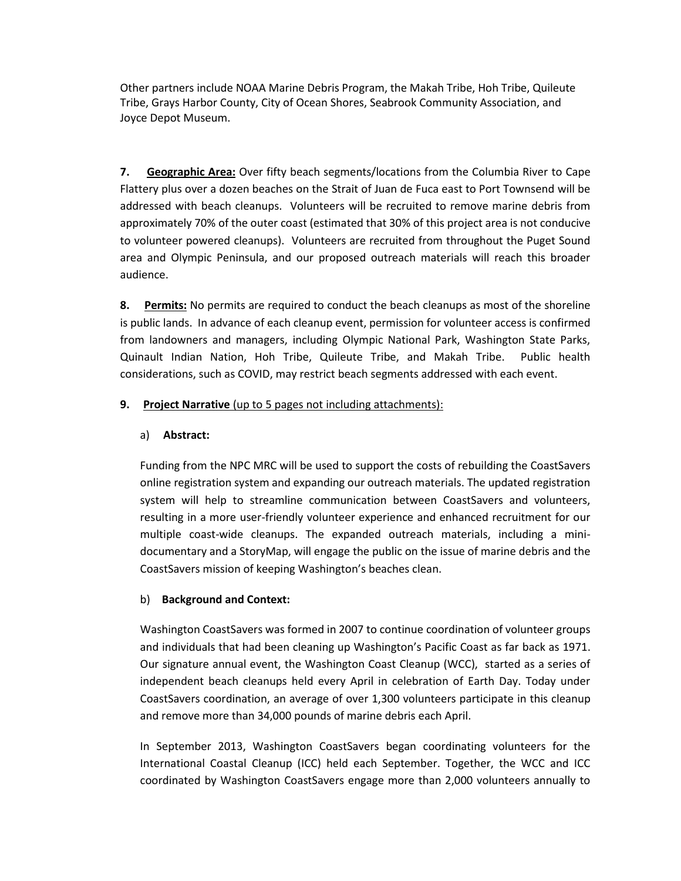Other partners include NOAA Marine Debris Program, the Makah Tribe, Hoh Tribe, Quileute Tribe, Grays Harbor County, City of Ocean Shores, Seabrook Community Association, and Joyce Depot Museum.

**7. Geographic Area:** Over fifty beach segments/locations from the Columbia River to Cape Flattery plus over a dozen beaches on the Strait of Juan de Fuca east to Port Townsend will be addressed with beach cleanups. Volunteers will be recruited to remove marine debris from approximately 70% of the outer coast (estimated that 30% of this project area is not conducive to volunteer powered cleanups). Volunteers are recruited from throughout the Puget Sound area and Olympic Peninsula, and our proposed outreach materials will reach this broader audience.

**8. Permits:** No permits are required to conduct the beach cleanups as most of the shoreline is public lands. In advance of each cleanup event, permission for volunteer access is confirmed from landowners and managers, including Olympic National Park, Washington State Parks, Quinault Indian Nation, Hoh Tribe, Quileute Tribe, and Makah Tribe. Public health considerations, such as COVID, may restrict beach segments addressed with each event.

**9. Project Narrative** (up to 5 pages not including attachments):

a) **Abstract:**

Funding from the NPC MRC will be used to support the costs of rebuilding the CoastSavers online registration system and expanding our outreach materials. The updated registration system will help to streamline communication between CoastSavers and volunteers, resulting in a more user-friendly volunteer experience and enhanced recruitment for our multiple coast-wide cleanups. The expanded outreach materials, including a mini-documentary and a StoryMap, will engage the public on the issue of marine debris and the CoastSavers mission of keeping Washington's beaches clean.

b) **Background and Context:**

Washington CoastSavers was formed in 2007 to continue coordination of volunteer groups and individuals that had been cleaning up Washington's Pacific Coast as far back as 1971. Our signature annual event, the Washington Coast Cleanup (WCC), started as a series of independent beach cleanups held every April in celebration of Earth Day. Today under CoastSavers coordination, an average of over 1,300 volunteers participate in this cleanup and remove more than 34,000 pounds of marine debris each April.

In September 2013, Washington CoastSavers began coordinating volunteers for the International Coastal Cleanup (ICC) held each September. Together, the WCC and ICC coordinated by Washington CoastSavers engage more than 2,000 volunteers annually to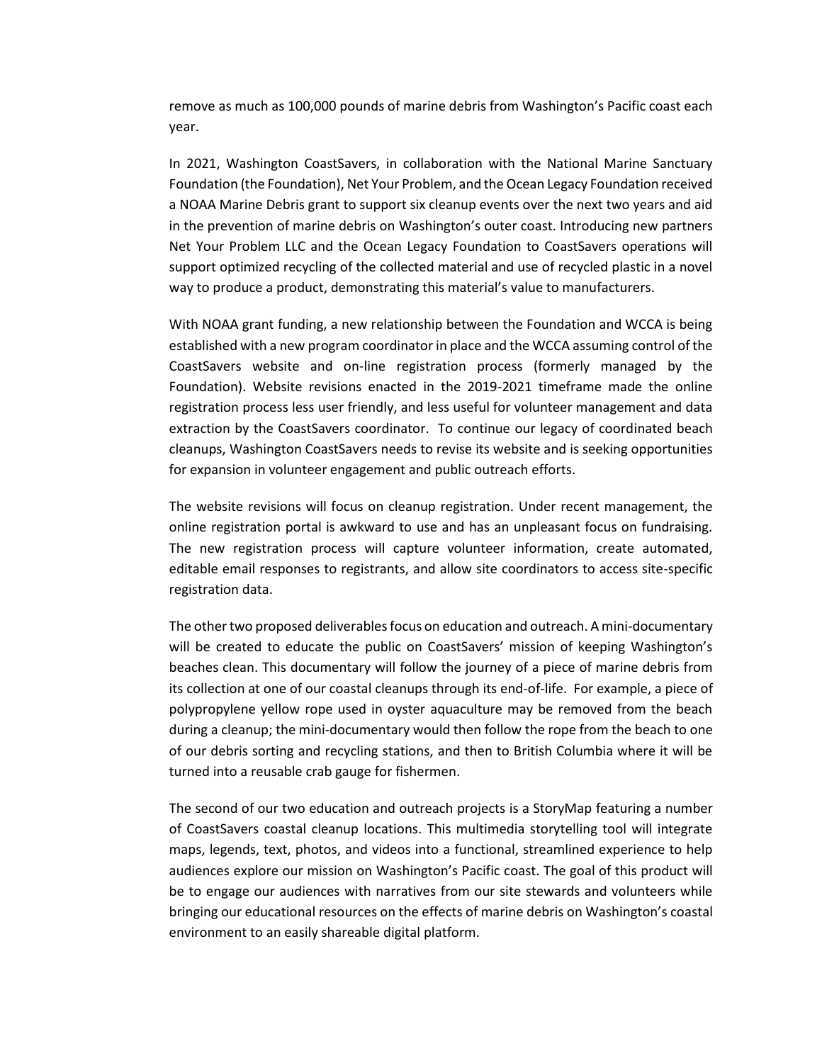remove as much as 100,000 pounds of marine debris from Washington's Pacific coast each year.

In 2021, Washington CoastSavers, in collaboration with the National Marine Sanctuary Foundation (the Foundation), Net Your Problem, and the Ocean Legacy Foundation received a NOAA Marine Debris grant to support six cleanup events over the next two years and aid in the prevention of marine debris on Washington's outer coast. Introducing new partners Net Your Problem LLC and the Ocean Legacy Foundation to CoastSavers operations will support optimized recycling of the collected material and use of recycled plastic in a novel way to produce a product, demonstrating this material's value to manufacturers.

With NOAA grant funding, a new relationship between the Foundation and WCCA is being established with a new program coordinator in place and the WCCA assuming control of the CoastSavers website and on-line registration process (formerly managed by the Foundation). Website revisions enacted in the 2019-2021 timeframe made the online registration process less user friendly, and less useful for volunteer management and data extraction by the CoastSavers coordinator. To continue our legacy of coordinated beach cleanups, Washington CoastSavers needs to revise its website and is seeking opportunities for expansion in volunteer engagement and public outreach efforts.

The website revisions will focus on cleanup registration. Under recent management, the online registration portal is awkward to use and has an unpleasant focus on fundraising. The new registration process will capture volunteer information, create automated, editable email responses to registrants, and allow site coordinators to access site-specific registration data.

The other two proposed deliverables focus on education and outreach. A mini-documentary will be created to educate the public on CoastSavers' mission of keeping Washington's beaches clean. This documentary will follow the journey of a piece of marine debris from its collection at one of our coastal cleanups through its end-of-life. For example, a piece of polypropylene yellow rope used in oyster aquaculture may be removed from the beach during a cleanup; the mini-documentary would then follow the rope from the beach to one of our debris sorting and recycling stations, and then to British Columbia where it will be turned into a reusable crab gauge for fishermen.

The second of our two education and outreach projects is a StoryMap featuring a number of CoastSavers coastal cleanup locations. This multimedia storytelling tool will integrate maps, legends, text, photos, and videos into a functional, streamlined experience to help audiences explore our mission on Washington's Pacific coast. The goal of this product will be to engage our audiences with narratives from our site stewards and volunteers while bringing our educational resources on the effects of marine debris on Washington's coastal environment to an easily shareable digital platform.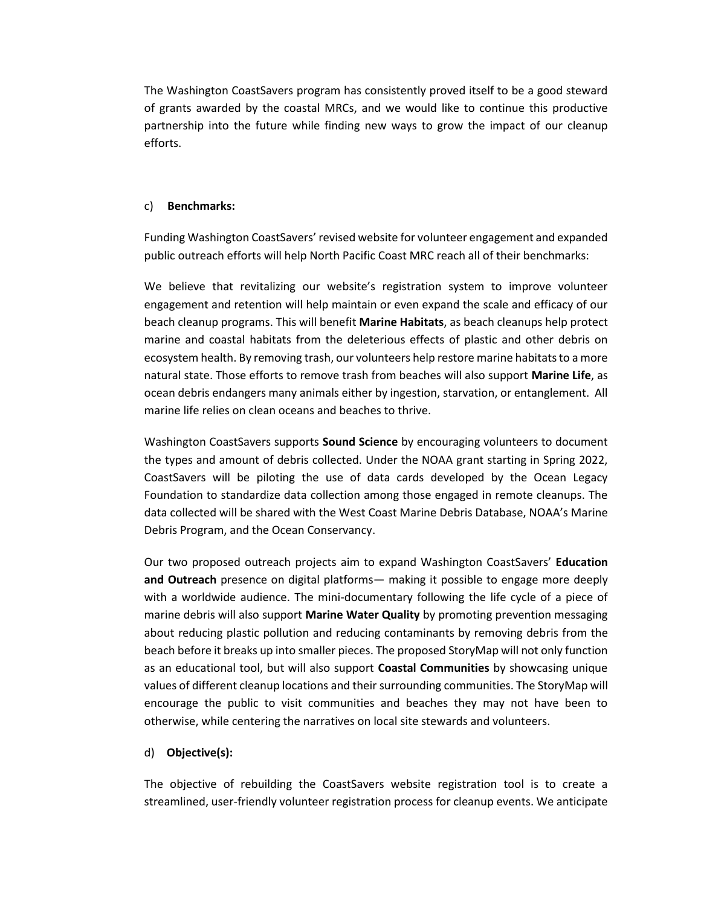The Washington CoastSavers program has consistently proved itself to be a good steward of grants awarded by the coastal MRCs, and we would like to continue this productive partnership into the future while finding new ways to grow the impact of our cleanup efforts.

c) **Benchmarks:**

Funding Washington CoastSavers' revised website for volunteer engagement and expanded public outreach efforts will help North Pacific Coast MRC reach all of their benchmarks:

We believe that revitalizing our website's registration system to improve volunteer engagement and retention will help maintain or even expand the scale and efficacy of our beach cleanup programs. This will benefit **Marine Habitats**, as beach cleanups help protect marine and coastal habitats from the deleterious effects of plastic and other debris on ecosystem health. By removing trash, our volunteers help restore marine habitats to a more natural state. Those efforts to remove trash from beaches will also support **Marine Life**, as ocean debris endangers many animals either by ingestion, starvation, or entanglement. All marine life relies on clean oceans and beaches to thrive.

Washington CoastSavers supports **Sound Science** by encouraging volunteers to document the types and amount of debris collected. Under the NOAA grant starting in Spring 2022, CoastSavers will be piloting the use of data cards developed by the Ocean Legacy Foundation to standardize data collection among those engaged in remote cleanups. The data collected will be shared with the West Coast Marine Debris Database, NOAA's Marine Debris Program, and the Ocean Conservancy.

Our two proposed outreach projects aim to expand Washington CoastSavers' **Education and Outreach** presence on digital platforms— making it possible to engage more deeply with a worldwide audience. The mini-documentary following the life cycle of a piece of marine debris will also support **Marine Water Quality** by promoting prevention messaging about reducing plastic pollution and reducing contaminants by removing debris from the beach before it breaks up into smaller pieces. The proposed StoryMap will not only function as an educational tool, but will also support **Coastal Communities** by showcasing unique values of different cleanup locations and their surrounding communities. The StoryMap will encourage the public to visit communities and beaches they may not have been to otherwise, while centering the narratives on local site stewards and volunteers.

d) **Objective(s):**

The objective of rebuilding the CoastSavers website registration tool is to create a streamlined, user-friendly volunteer registration process for cleanup events. We anticipate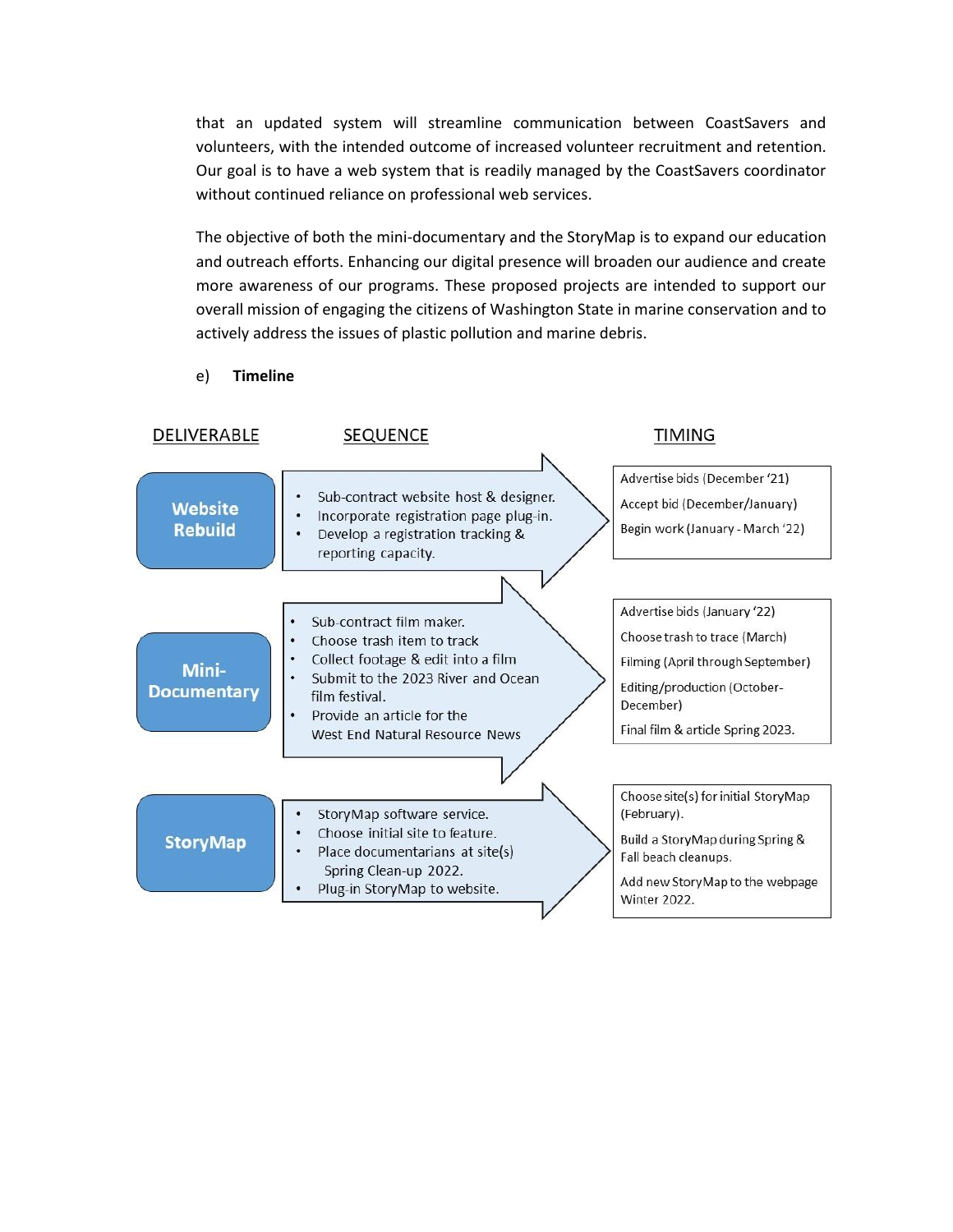that an updated system will streamline communication between CoastSavers and volunteers, with the intended outcome of increased volunteer recruitment and retention. Our goal is to have a web system that is readily managed by the CoastSavers coordinator without continued reliance on professional web services.

The objective of both the mini-documentary and the StoryMap is to expand our education and outreach efforts. Enhancing our digital presence will broaden our audience and create more awareness of our programs. These proposed projects are intended to support our overall mission of engaging the citizens of Washington State in marine conservation and to actively address the issues of plastic pollution and marine debris.

e) **Timeline**

| DELIVERABLE | SEQUENCE | TIMING |
|---|---|---|
| **Website Rebuild** | • Sub-contract website host & designer.<br>• Incorporate registration page plug-in.<br>• Develop a registration tracking & reporting capacity. | Advertise bids (December '21)<br>Accept bid (December/January)<br>Begin work (January - March '22) |
| **Mini-Documentary** | • Sub-contract film maker.<br>• Choose trash item to track<br>• Collect footage & edit into a film<br>• Submit to the 2023 River and Ocean film festival.<br>• Provide an article for the West End Natural Resource News | Advertise bids (January '22)<br>Choose trash to trace (March)<br>Filming (April through September)<br>Editing/production (October-December)<br>Final film & article Spring 2023. |
| **StoryMap** | • StoryMap software service.<br>• Choose initial site to feature.<br>• Place documentarians at site(s) Spring Clean-up 2022.<br>• Plug-in StoryMap to website. | Choose site(s) for initial StoryMap (February).<br>Build a StoryMap during Spring & Fall beach cleanups.<br>Add new StoryMap to the webpage Winter 2022. |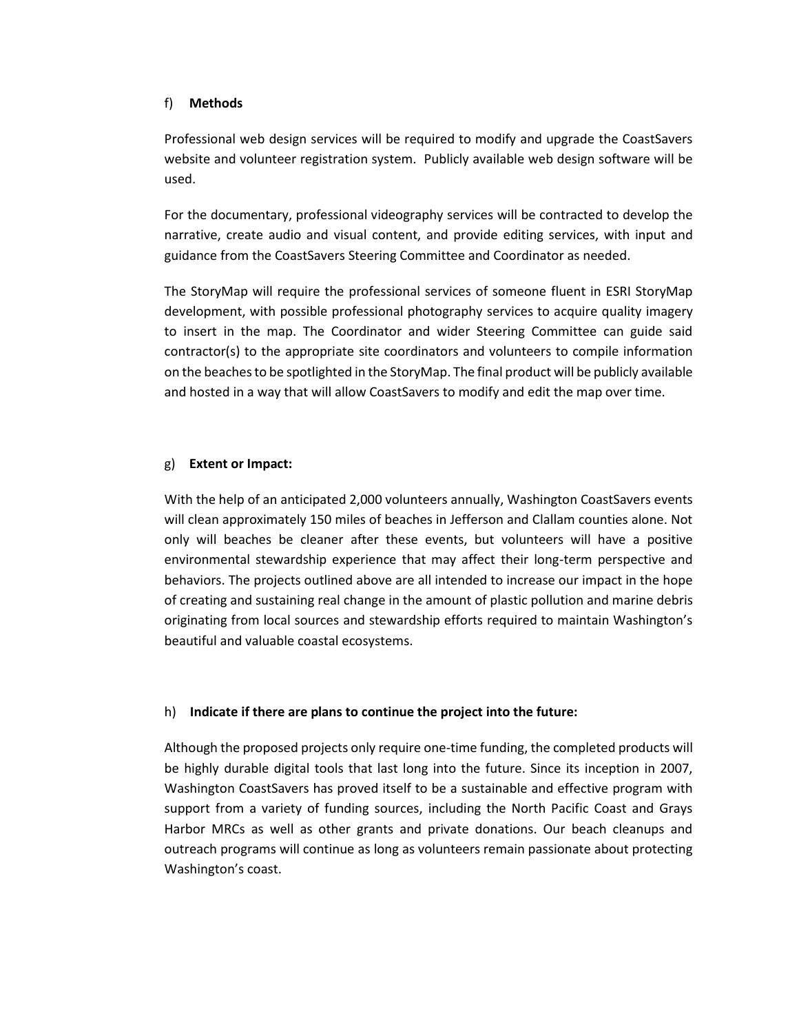f) **Methods**

Professional web design services will be required to modify and upgrade the CoastSavers website and volunteer registration system. Publicly available web design software will be used.

For the documentary, professional videography services will be contracted to develop the narrative, create audio and visual content, and provide editing services, with input and guidance from the CoastSavers Steering Committee and Coordinator as needed.

The StoryMap will require the professional services of someone fluent in ESRI StoryMap development, with possible professional photography services to acquire quality imagery to insert in the map. The Coordinator and wider Steering Committee can guide said contractor(s) to the appropriate site coordinators and volunteers to compile information on the beaches to be spotlighted in the StoryMap. The final product will be publicly available and hosted in a way that will allow CoastSavers to modify and edit the map over time.

g) **Extent or Impact:**

With the help of an anticipated 2,000 volunteers annually, Washington CoastSavers events will clean approximately 150 miles of beaches in Jefferson and Clallam counties alone. Not only will beaches be cleaner after these events, but volunteers will have a positive environmental stewardship experience that may affect their long-term perspective and behaviors. The projects outlined above are all intended to increase our impact in the hope of creating and sustaining real change in the amount of plastic pollution and marine debris originating from local sources and stewardship efforts required to maintain Washington's beautiful and valuable coastal ecosystems.

h) **Indicate if there are plans to continue the project into the future:**

Although the proposed projects only require one-time funding, the completed products will be highly durable digital tools that last long into the future. Since its inception in 2007, Washington CoastSavers has proved itself to be a sustainable and effective program with support from a variety of funding sources, including the North Pacific Coast and Grays Harbor MRCs as well as other grants and private donations. Our beach cleanups and outreach programs will continue as long as volunteers remain passionate about protecting Washington's coast.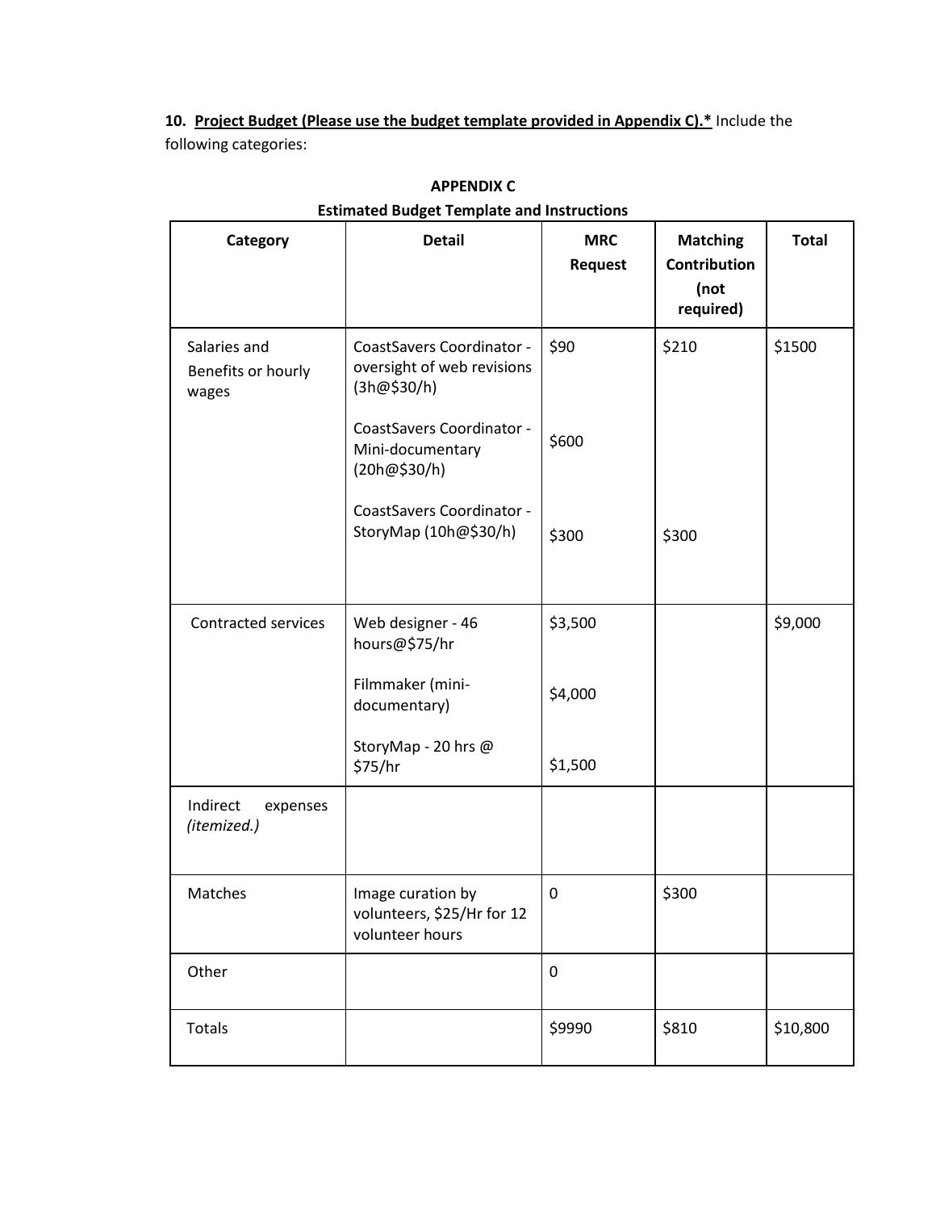**10. <u>Project Budget (Please use the budget template provided in Appendix C).*</u>** Include the following categories:

**APPENDIX C**
**Estimated Budget Template and Instructions**

| Category | Detail | MRC Request | Matching Contribution (not required) | Total |
|---|---|---|---|---|
| Salaries and Benefits or hourly wages | CoastSavers Coordinator - oversight of web revisions (3h@$30/h)<br><br>CoastSavers Coordinator - Mini-documentary (20h@$30/h)<br><br>CoastSavers Coordinator - StoryMap (10h@$30/h) | $90<br><br>$600<br><br>$300 | $210<br><br><br><br>$300 | $1500 |
| Contracted services | Web designer - 46 hours@$75/hr<br><br>Filmmaker (mini-documentary)<br><br>StoryMap - 20 hrs @ $75/hr | $3,500<br><br>$4,000<br><br>$1,500 | | $9,000 |
| Indirect expenses *(itemized.)* | | | | |
| Matches | Image curation by volunteers, $25/Hr for 12 volunteer hours | 0 | $300 | |
| Other | | 0 | | |
| Totals | | $9990 | $810 | $10,800 |